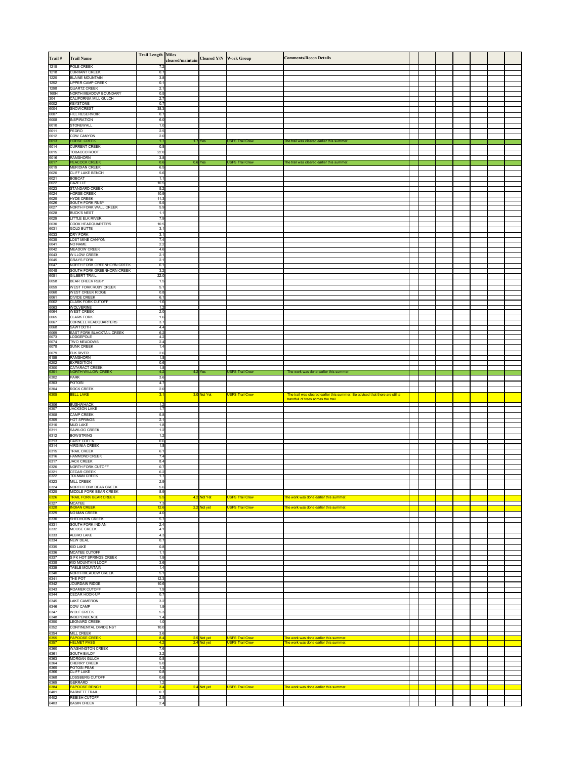| Trail # | Trail Name | Trail Length | Miles cleared/maintain | Cleared Y/N | Work Group | Comments/Recon Details | | | | | | | |
|---|---|---|---|---|---|---|---|---|---|---|---|---|---|
| 1215 | POLE CREEK | 7.2 | | | | | | | | | | | |
| 1218 | CURRANT CREEK | 0.7 | | | | | | | | | | | |
| 1225 | BLAINE MOUNTAIN | 3.8 | | | | | | | | | | | |
| 1252 | UPPER CAMP CREEK | 0.1 | | | | | | | | | | | |
| 1298 | QUARTZ CREEK | 2.1 | | | | | | | | | | | |
| 160H | NORTH MEADOW BOUNDARY | 0.5 | | | | | | | | | | | |
| 304 | CALIFORNIA MILL GULCH | 2.7 | | | | | | | | | | | |
| 6002 | KEYSTONE | 0.7 | | | | | | | | | | | |
| 6004 | SNOWCREST | 38.3 | | | | | | | | | | | |
| 6007 | HILL RESERVOIR | 0.7 | | | | | | | | | | | |
| 6008 | INSPIRATION | 6.0 | | | | | | | | | | | |
| 6010 | STONEWALL | 1.0 | | | | | | | | | | | |
| 6011 | PEDRO | 2.5 | | | | | | | | | | | |
| 6012 | COW CANYON | 2.0 | | | | | | | | | | | |
| 6013 | HORSE CREEK | 1.7 | 1.7 | Yes | USFS Trail Crew | The trail was cleared earlier this summer. | | | | | | | |
| 6014 | CURRENT CREEK | 0.8 | | | | | | | | | | | |
| 6015 | TOBACCO ROOT | 22.0 | | | | | | | | | | | |
| 6016 | RAMSHORN | 3.8 | | | | | | | | | | | |
| 6017 | PEACOCK CREEK | 0.6 | 0.6 | Yes | USFS Trail Crew | The trail was cleared earlier this summer. | | | | | | | |
| 6019 | MERIDIAN CREEK | 6.5 | | | | | | | | | | | |
| 6020 | CLIFF LAKE BENCH | 5.6 | | | | | | | | | | | |
| 6021 | BOBCAT | 1.1 | | | | | | | | | | | |
| 6022 | GAZELLE | 10.5 | | | | | | | | | | | |
| 6023 | STANDARD CREEK | 5.2 | | | | | | | | | | | |
| 6024 | HORSE CREEK | 10.9 | | | | | | | | | | | |
| 6025 | HYDE CREEK | 11.3 | | | | | | | | | | | |
| 6026 | SOUTH FORK RUBY | 5.5 | | | | | | | | | | | |
| 6027 | NORTH FORK WALL CREEK | 5.9 | | | | | | | | | | | |
| 6028 | BUCK'S NEST | 1.1 | | | | | | | | | | | |
| 6029 | LITTLE ELK RIVER | 7.9 | | | | | | | | | | | |
| 6030 | COOK HEADQUARTERS | 10.5 | | | | | | | | | | | |
| 6031 | GOLD BUTTE | 3.1 | | | | | | | | | | | |
| 6033 | DRY FORK | 3.1 | | | | | | | | | | | |
| 6035 | LOST MINE CANYON | 7.4 | | | | | | | | | | | |
| 6041 | NO NAME | 2.2 | | | | | | | | | | | |
| 6042 | MEADOW CREEK | 4.6 | | | | | | | | | | | |
| 6043 | WILLOW CREEK | 2.1 | | | | | | | | | | | |
| 6045 | GRAYS FORK | 2.1 | | | | | | | | | | | |
| 6047 | NORTH FORK GREENHORN CREEK | 6.1 | | | | | | | | | | | |
| 6048 | SOUTH FORK GREENHORN CREEK | 3.2 | | | | | | | | | | | |
| 6051 | GILBERT TRAIL | 22.0 | | | | | | | | | | | |
| 6058 | BEAR CREEK RUBY | 1.5 | | | | | | | | | | | |
| 6059 | WEST FORK RUBY CREEK | 5.1 | | | | | | | | | | | |
| 6060 | WEST CREEK RIDGE | 0.8 | | | | | | | | | | | |
| 6061 | DIVIDE CREEK | 6.1 | | | | | | | | | | | |
| 6062 | CLARK FORK CUTOFF | 1.6 | | | | | | | | | | | |
| 6063 | WOLVERINE | 1.2 | | | | | | | | | | | |
| 6064 | WEST CREEK | 2.0 | | | | | | | | | | | |
| 6065 | CLARK FORK | 1.6 | | | | | | | | | | | |
| 6067 | CORNELL HEADQUARTERS | 3.7 | | | | | | | | | | | |
| 6068 | SAWTOOTH | 4.4 | | | | | | | | | | | |
| 6069 | EAST FORK BLACKTAIL CREEK | 6.2 | | | | | | | | | | | |
| 6073 | LODGEPOLE | 4.2 | | | | | | | | | | | |
| 6074 | TWO MEADOWS | 2.4 | | | | | | | | | | | |
| 6078 | SUNK CREEK | 1.4 | | | | | | | | | | | |
| 6079 | ELK RIVER | 2.6 | | | | | | | | | | | |
| 6159 | RAMSHORN | 1.8 | | | | | | | | | | | |
| 6202 | EXPEDITION | 0.6 | | | | | | | | | | | |
| 6300 | CATARACT CREEK | 1.8 | | | | | | | | | | | |
| 6301 | NORTH WILLOW CREEK | 4.2 | 4.2 | Yes | USFS Trail Crew | The work was done earlier this summer. | | | | | | | |
| 6302 | PARK | 3.6 | | | | | | | | | | | |
| 6303 | POTOSI | 4.7 | | | | | | | | | | | |
| 6304 | ROCK CREEK | 2.0 | | | | | | | | | | | |
| 6305 | BELL LAKE | 3.1 | 3.0 | Not Yet | USFS Trail Crew | The trail was cleared earlier this summer. Be advised that there are still a handfull of trees across the trail. | | | | | | | |
| 6306 | BUSHWHACK | 1.2 | | | | | | | | | | | |
| 6307 | JACKSON LAKE | 1.7 | | | | | | | | | | | |
| 6308 | CAMP CREEK | 5.8 | | | | | | | | | | | |
| 6309 | HOT SPRINGS | 2.1 | | | | | | | | | | | |
| 6310 | MUD LAKE | 1.8 | | | | | | | | | | | |
| 6311 | SAWLOG CREEK | 1.2 | | | | | | | | | | | |
| 6312 | BOWSTRING | 1.2 | | | | | | | | | | | |
| 6313 | DAISY CREEK | 0.6 | | | | | | | | | | | |
| 6314 | VIRGINIA CREEK | 1.6 | | | | | | | | | | | |
| 6315 | TRAIL CREEK | 6.1 | | | | | | | | | | | |
| 6316 | HAMMOND CREEK | 7.4 | | | | | | | | | | | |
| 6317 | JACK CREEK | 8.4 | | | | | | | | | | | |
| 6320 | NORTH FORK CUTOFF | 0.7 | | | | | | | | | | | |
| 6321 | CEDAR CREEK | 6.2 | | | | | | | | | | | |
| 6322 | TOLMAN CREEK | 1.7 | | | | | | | | | | | |
| 6323 | MILL CREEK | 2.5 | | | | | | | | | | | |
| 6324 | NORTH FORK BEAR CREEK | 5.6 | | | | | | | | | | | |
| 6325 | MIDDLE FORK BEAR CREEK | 8.9 | | | | | | | | | | | |
| 6326 | TRAIL FORK BEAR CREEK | 5.5 | 4.2 | Not Yet | USFS Trail Crew | The work was done earlier this summer. | | | | | | | |
| 6327 | MCATEE | 7.3 | | | | | | | | | | | |
| 6328 | INDIAN CREEK | 12.8 | 2.2 | Not yet | USFS Trail Crew | The work was done earlier this summer. | | | | | | | |
| 6329 | NO MAN CREEK | 4.0 | | | | | | | | | | | |
| 6330 | SHEDHORN CREEK | 5.7 | | | | | | | | | | | |
| 6331 | SOUTH FORK INDIAN | 2.4 | | | | | | | | | | | |
| 6332 | MOOSE CREEK | 4.1 | | | | | | | | | | | |
| 6333 | ALBRO LAKE | 4.3 | | | | | | | | | | | |
| 6334 | NEW DEAL | 0.7 | | | | | | | | | | | |
| 6335 | KID LAKE | 0.8 | | | | | | | | | | | |
| 6336 | MCATEE CUTOFF | 1.1 | | | | | | | | | | | |
| 6337 | S FK HOT SPRINGS CREEK | 1.9 | | | | | | | | | | | |
| 6338 | KID MOUNTAIN LOOP | 3.6 | | | | | | | | | | | |
| 6339 | TABLE MOUNTAIN | 1.4 | | | | | | | | | | | |
| 6340 | NORTH MEADOW CREEK | 5.1 | | | | | | | | | | | |
| 6341 | THE POT | 12.3 | | | | | | | | | | | |
| 6342 | JOURDAIN RIDGE | 10.6 | | | | | | | | | | | |
| 6343 | ROAMER CUTOFF | 1.9 | | | | | | | | | | | |
| 6344 | CEDAR HOOK-UP | 0.7 | | | | | | | | | | | |
| 6345 | LAKE CAMERON | 3.2 | | | | | | | | | | | |
| 6346 | COW CAMP | 1.9 | | | | | | | | | | | |
| 6347 | WOLF CREEK | 5.3 | | | | | | | | | | | |
| 6348 | INDEPENDENCE | 1.4 | | | | | | | | | | | |
| 6350 | LEONARD CREEK | 1.0 | | | | | | | | | | | |
| 6352 | CONTINENTAL DIVIDE NST | 10.0 | | | | | | | | | | | |
| 6354 | MILL CREEK | 3.6 | | | | | | | | | | | |
| 6355 | PAPOOSE CREEK | 8.4 | 2.5 | Not yet | USFS Trail Crew | The work was done earlier this summer. | | | | | | | |
| 6357 | HELMET PASS | 4.2 | 2.4 | Not yet | USFS Trail Crew | The work was done earlier this summer. | | | | | | | |
| 6360 | WASHINGTON CREEK | 7.6 | | | | | | | | | | | |
| 6361 | SOUTH BALDY | 3.2 | | | | | | | | | | | |
| 6363 | MORGAN GULCH | 0.8 | | | | | | | | | | | |
| 6364 | CHERRY CREEK | 5.0 | | | | | | | | | | | |
| 6365 | POTOSI PEAK | 1.3 | | | | | | | | | | | |
| 6366 | CLIFF LAKE | 0.8 | | | | | | | | | | | |
| 6368 | LOSSBERG CUTOFF | 0.6 | | | | | | | | | | | |
| 6369 | GERRARD | 1.2 | | | | | | | | | | | |
| 6384 | PAPOOSE BENCH | 3.4 | 2.4 | Not yet | USFS Trail Crew | The work was done earlier this summer. | | | | | | | |
| 6401 | BARNETT TRAIL | 0.7 | | | | | | | | | | | |
| 6402 | REBISH CUTOFF | 2.5 | | | | | | | | | | | |
| 6403 | BASIN CREEK | 2.4 | | | | | | | | | | | |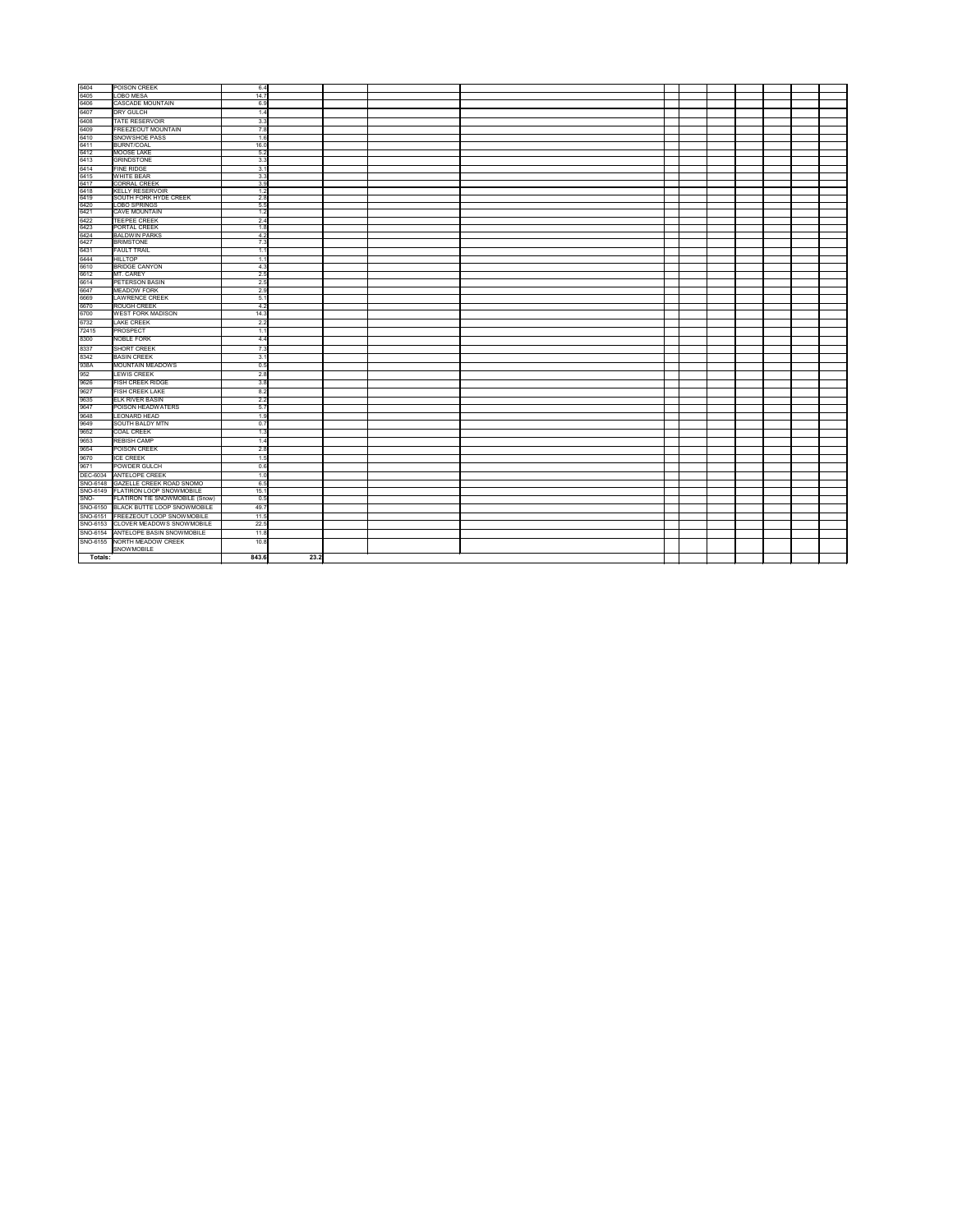| | | | | | | | | | | | | | |
|---|---|---|---|---|---|---|---|---|---|---|---|---|---|
| 6404 | POISON CREEK | 6.4 | | | | | | | | | | | |
| 6405 | LOBO MESA | 14.7 | | | | | | | | | | | |
| 6406 | CASCADE MOUNTAIN | 6.9 | | | | | | | | | | | |
| 6407 | DRY GULCH | 1.4 | | | | | | | | | | | |
| 6408 | TATE RESERVOIR | 3.3 | | | | | | | | | | | |
| 6409 | FREEZEOUT MOUNTAIN | 7.8 | | | | | | | | | | | |
| 6410 | SNOWSHOE PASS | 1.6 | | | | | | | | | | | |
| 6411 | BURNT/COAL | 16.0 | | | | | | | | | | | |
| 6412 | MOOSE LAKE | 5.2 | | | | | | | | | | | |
| 6413 | GRINDSTONE | 3.3 | | | | | | | | | | | |
| 6414 | FINE RIDGE | 3.1 | | | | | | | | | | | |
| 6415 | WHITE BEAR | 3.3 | | | | | | | | | | | |
| 6417 | CORRAL CREEK | 3.9 | | | | | | | | | | | |
| 6418 | KELLY RESERVOIR | 1.2 | | | | | | | | | | | |
| 6419 | SOUTH FORK HYDE CREEK | 2.8 | | | | | | | | | | | |
| 6420 | LOBO SPRINGS | 5.5 | | | | | | | | | | | |
| 6421 | CAVE MOUNTAIN | 1.2 | | | | | | | | | | | |
| 6422 | TEEPEE CREEK | 2.4 | | | | | | | | | | | |
| 6423 | PORTAL CREEK | 1.8 | | | | | | | | | | | |
| 6424 | BALDWIN PARKS | 4.2 | | | | | | | | | | | |
| 6427 | BRIMSTONE | 7.3 | | | | | | | | | | | |
| 6431 | FAULT TRAIL | 1.1 | | | | | | | | | | | |
| 6444 | HILLTOP | 1.1 | | | | | | | | | | | |
| 6610 | BRIDGE CANYON | 4.3 | | | | | | | | | | | |
| 6612 | MT. CAREY | 2.5 | | | | | | | | | | | |
| 6614 | PETERSON BASIN | 2.5 | | | | | | | | | | | |
| 6647 | MEADOW FORK | 2.9 | | | | | | | | | | | |
| 6669 | LAWRENCE CREEK | 5.1 | | | | | | | | | | | |
| 6670 | ROUGH CREEK | 4.2 | | | | | | | | | | | |
| 6700 | WEST FORK MADISON | 14.3 | | | | | | | | | | | |
| 6732 | LAKE CREEK | 2.2 | | | | | | | | | | | |
| 72415 | PROSPECT | 1.1 | | | | | | | | | | | |
| 8300 | NOBLE FORK | 4.4 | | | | | | | | | | | |
| 8337 | SHORT CREEK | 7.3 | | | | | | | | | | | |
| 8342 | BASIN CREEK | 3.1 | | | | | | | | | | | |
| 938A | MOUNTAIN MEADOWS | 0.5 | | | | | | | | | | | |
| 952 | LEWIS CREEK | 2.8 | | | | | | | | | | | |
| 9626 | FISH CREEK RIDGE | 3.8 | | | | | | | | | | | |
| 9627 | FISH CREEK LAKE | 8.2 | | | | | | | | | | | |
| 9635 | ELK RIVER BASIN | 2.2 | | | | | | | | | | | |
| 9647 | POISON HEADWATERS | 5.7 | | | | | | | | | | | |
| 9648 | LEONARD HEAD | 1.9 | | | | | | | | | | | |
| 9649 | SOUTH BALDY MTN | 0.7 | | | | | | | | | | | |
| 9652 | COAL CREEK | 1.3 | | | | | | | | | | | |
| 9653 | REBISH CAMP | 1.4 | | | | | | | | | | | |
| 9654 | POISON CREEK | 2.8 | | | | | | | | | | | |
| 9670 | ICE CREEK | 1.5 | | | | | | | | | | | |
| 9671 | POWDER GULCH | 0.6 | | | | | | | | | | | |
| DEC-6034 | ANTELOPE CREEK | 1.0 | | | | | | | | | | | |
| SNO-6148 | GAZELLE CREEK ROAD SNOMO | 6.5 | | | | | | | | | | | |
| SNO-6149 | FLATIRON LOOP SNOWMOBILE | 15.1 | | | | | | | | | | | |
| SNO- | FLATIRON TIE SNOWMOBILE (Snow) | 0.5 | | | | | | | | | | | |
| SNO-6150 | BLACK BUTTE LOOP SNOWMOBILE | 49.7 | | | | | | | | | | | |
| SNO-6151 | FREEZEOUT LOOP SNOWMOBILE | 11.5 | | | | | | | | | | | |
| SNO-6153 | CLOVER MEADOWS SNOWMOBILE | 22.5 | | | | | | | | | | | |
| SNO-6154 | ANTELOPE BASIN SNOWMOBILE | 11.8 | | | | | | | | | | | |
| SNO-6155 | NORTH MEADOW CREEK SNOWMOBILE | 10.8 | | | | | | | | | | | |
| **Totals:** | | 843.6 | 23.2 | | | | | | | | | | |